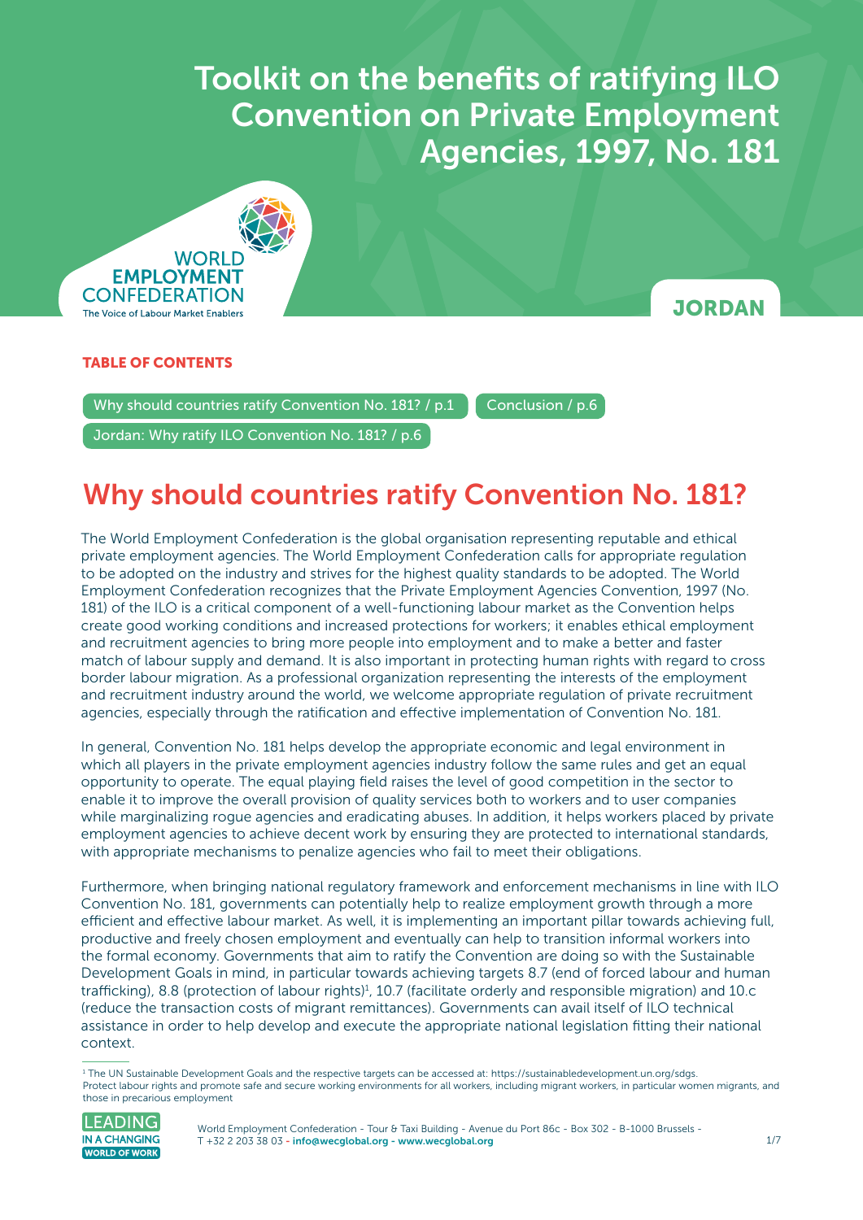# Toolkit on the benefits of ratifying ILO Convention on Private Employment Agencies, 1997, No. 181

WORLD EMPLOYMENT CONFEDERATION

The Voice of Labour Market Enablers

**JORDAN**

**TABLE OF CONTENTS**

- Why should countries ratify Convention No. 181? / p.1
- Conclusion / p.6
- Jordan: Why ratify ILO Convention No. 181? / p.6

## Why should countries ratify Convention No. 181?

The World Employment Confederation is the global organisation representing reputable and ethical private employment agencies. The World Employment Confederation calls for appropriate regulation to be adopted on the industry and strives for the highest quality standards to be adopted. The World Employment Confederation recognizes that the Private Employment Agencies Convention, 1997 (No. 181) of the ILO is a critical component of a well-functioning labour market as the Convention helps create good working conditions and increased protections for workers; it enables ethical employment and recruitment agencies to bring more people into employment and to make a better and faster match of labour supply and demand. It is also important in protecting human rights with regard to cross border labour migration. As a professional organization representing the interests of the employment and recruitment industry around the world, we welcome appropriate regulation of private recruitment agencies, especially through the ratification and effective implementation of Convention No. 181.

In general, Convention No. 181 helps develop the appropriate economic and legal environment in which all players in the private employment agencies industry follow the same rules and get an equal opportunity to operate. The equal playing field raises the level of good competition in the sector to enable it to improve the overall provision of quality services both to workers and to user companies while marginalizing rogue agencies and eradicating abuses. In addition, it helps workers placed by private employment agencies to achieve decent work by ensuring they are protected to international standards, with appropriate mechanisms to penalize agencies who fail to meet their obligations.

Furthermore, when bringing national regulatory framework and enforcement mechanisms in line with ILO Convention No. 181, governments can potentially help to realize employment growth through a more efficient and effective labour market. As well, it is implementing an important pillar towards achieving full, productive and freely chosen employment and eventually can help to transition informal workers into the formal economy. Governments that aim to ratify the Convention are doing so with the Sustainable Development Goals in mind, in particular towards achieving targets 8.7 (end of forced labour and human trafficking), 8.8 (protection of labour rights)[1], 10.7 (facilitate orderly and responsible migration) and 10.c (reduce the transaction costs of migrant remittances). Governments can avail itself of ILO technical assistance in order to help develop and execute the appropriate national legislation fitting their national context.

---

[1] The UN Sustainable Development Goals and the respective targets can be accessed at: https://sustainabledevelopment.un.org/sdgs. Protect labour rights and promote safe and secure working environments for all workers, including migrant workers, in particular women migrants, and those in precarious employment

LEADING IN A CHANGING WORLD OF WORK

World Employment Confederation - Tour & Taxi Building - Avenue du Port 86c - Box 302 - B-1000 Brussels - T +32 2 203 38 03 - **info@wecglobal.org - www.wecglobal.org**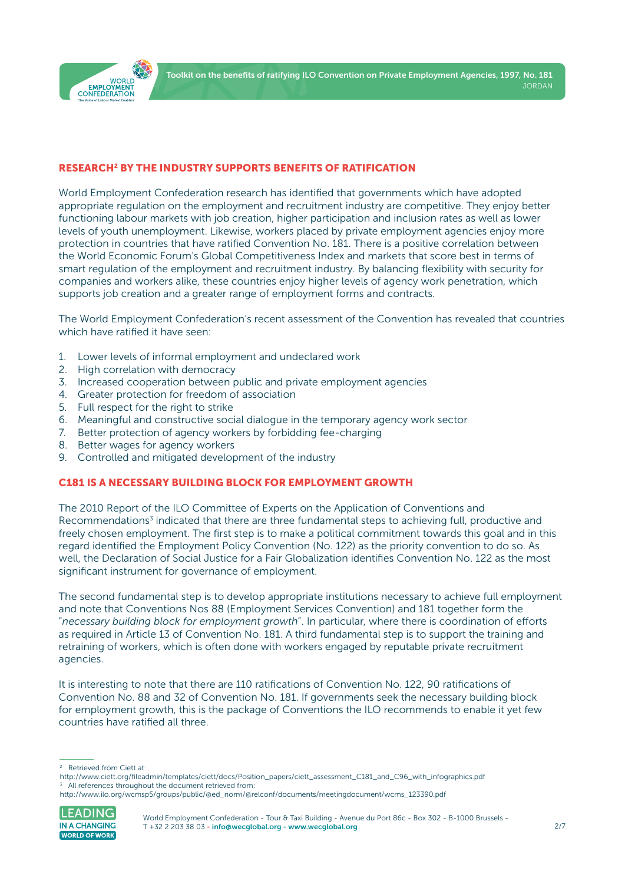## RESEARCH[2] BY THE INDUSTRY SUPPORTS BENEFITS OF RATIFICATION

World Employment Confederation research has identified that governments which have adopted appropriate regulation on the employment and recruitment industry are competitive. They enjoy better functioning labour markets with job creation, higher participation and inclusion rates as well as lower levels of youth unemployment. Likewise, workers placed by private employment agencies enjoy more protection in countries that have ratified Convention No. 181. There is a positive correlation between the World Economic Forum's Global Competitiveness Index and markets that score best in terms of smart regulation of the employment and recruitment industry. By balancing flexibility with security for companies and workers alike, these countries enjoy higher levels of agency work penetration, which supports job creation and a greater range of employment forms and contracts.

The World Employment Confederation's recent assessment of the Convention has revealed that countries which have ratified it have seen:

1. Lower levels of informal employment and undeclared work
2. High correlation with democracy
3. Increased cooperation between public and private employment agencies
4. Greater protection for freedom of association
5. Full respect for the right to strike
6. Meaningful and constructive social dialogue in the temporary agency work sector
7. Better protection of agency workers by forbidding fee-charging
8. Better wages for agency workers
9. Controlled and mitigated development of the industry

## C181 IS A NECESSARY BUILDING BLOCK FOR EMPLOYMENT GROWTH

The 2010 Report of the ILO Committee of Experts on the Application of Conventions and Recommendations[3] indicated that there are three fundamental steps to achieving full, productive and freely chosen employment. The first step is to make a political commitment towards this goal and in this regard identified the Employment Policy Convention (No. 122) as the priority convention to do so. As well, the Declaration of Social Justice for a Fair Globalization identifies Convention No. 122 as the most significant instrument for governance of employment.

The second fundamental step is to develop appropriate institutions necessary to achieve full employment and note that Conventions Nos 88 (Employment Services Convention) and 181 together form the "*necessary building block for employment growth*". In particular, where there is coordination of efforts as required in Article 13 of Convention No. 181. A third fundamental step is to support the training and retraining of workers, which is often done with workers engaged by reputable private recruitment agencies.

It is interesting to note that there are 110 ratifications of Convention No. 122, 90 ratifications of Convention No. 88 and 32 of Convention No. 181. If governments seek the necessary building block for employment growth, this is the package of Conventions the ILO recommends to enable it yet few countries have ratified all three.

---

[2] Retrieved from Ciett at:
http://www.ciett.org/fileadmin/templates/ciett/docs/Position_papers/ciett_assessment_C181_and_C96_with_infographics.pdf

[3] All references throughout the document retrieved from:
http://www.ilo.org/wcmsp5/groups/public/@ed_norm/@relconf/documents/meetingdocument/wcms_123390.pdf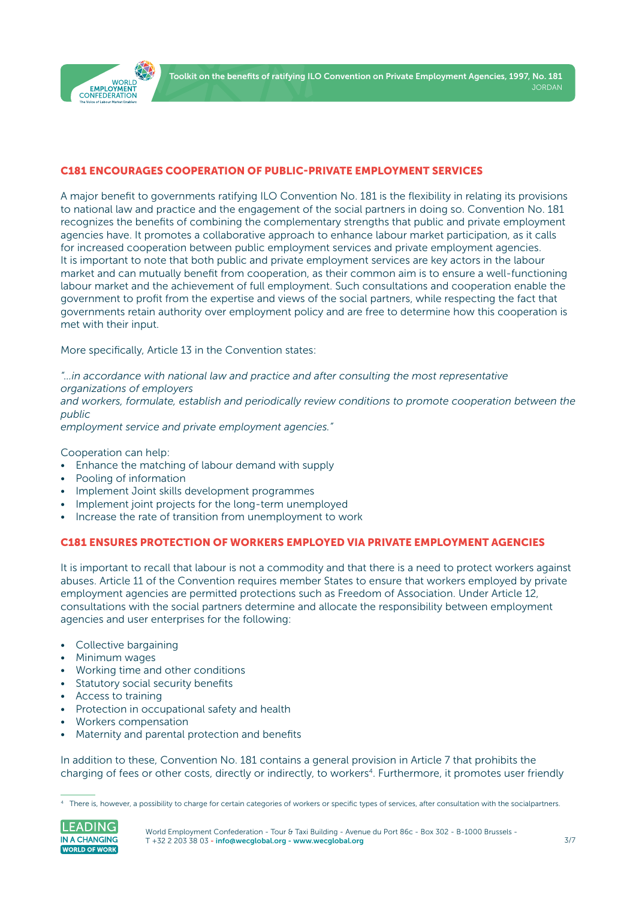## C181 ENCOURAGES COOPERATION OF PUBLIC-PRIVATE EMPLOYMENT SERVICES

A major benefit to governments ratifying ILO Convention No. 181 is the flexibility in relating its provisions to national law and practice and the engagement of the social partners in doing so. Convention No. 181 recognizes the benefits of combining the complementary strengths that public and private employment agencies have. It promotes a collaborative approach to enhance labour market participation, as it calls for increased cooperation between public employment services and private employment agencies. It is important to note that both public and private employment services are key actors in the labour market and can mutually benefit from cooperation, as their common aim is to ensure a well-functioning labour market and the achievement of full employment. Such consultations and cooperation enable the government to profit from the expertise and views of the social partners, while respecting the fact that governments retain authority over employment policy and are free to determine how this cooperation is met with their input.

More specifically, Article 13 in the Convention states:

*"...in accordance with national law and practice and after consulting the most representative organizations of employers and workers, formulate, establish and periodically review conditions to promote cooperation between the public employment service and private employment agencies."*

Cooperation can help:

- Enhance the matching of labour demand with supply
- Pooling of information
- Implement Joint skills development programmes
- Implement joint projects for the long-term unemployed
- Increase the rate of transition from unemployment to work

## C181 ENSURES PROTECTION OF WORKERS EMPLOYED VIA PRIVATE EMPLOYMENT AGENCIES

It is important to recall that labour is not a commodity and that there is a need to protect workers against abuses. Article 11 of the Convention requires member States to ensure that workers employed by private employment agencies are permitted protections such as Freedom of Association. Under Article 12, consultations with the social partners determine and allocate the responsibility between employment agencies and user enterprises for the following:

- Collective bargaining
- Minimum wages
- Working time and other conditions
- Statutory social security benefits
- Access to training
- Protection in occupational safety and health
- Workers compensation
- Maternity and parental protection and benefits

In addition to these, Convention No. 181 contains a general provision in Article 7 that prohibits the charging of fees or other costs, directly or indirectly, to workers[4]. Furthermore, it promotes user friendly

[4] There is, however, a possibility to charge for certain categories of workers or specific types of services, after consultation with the socialpartners.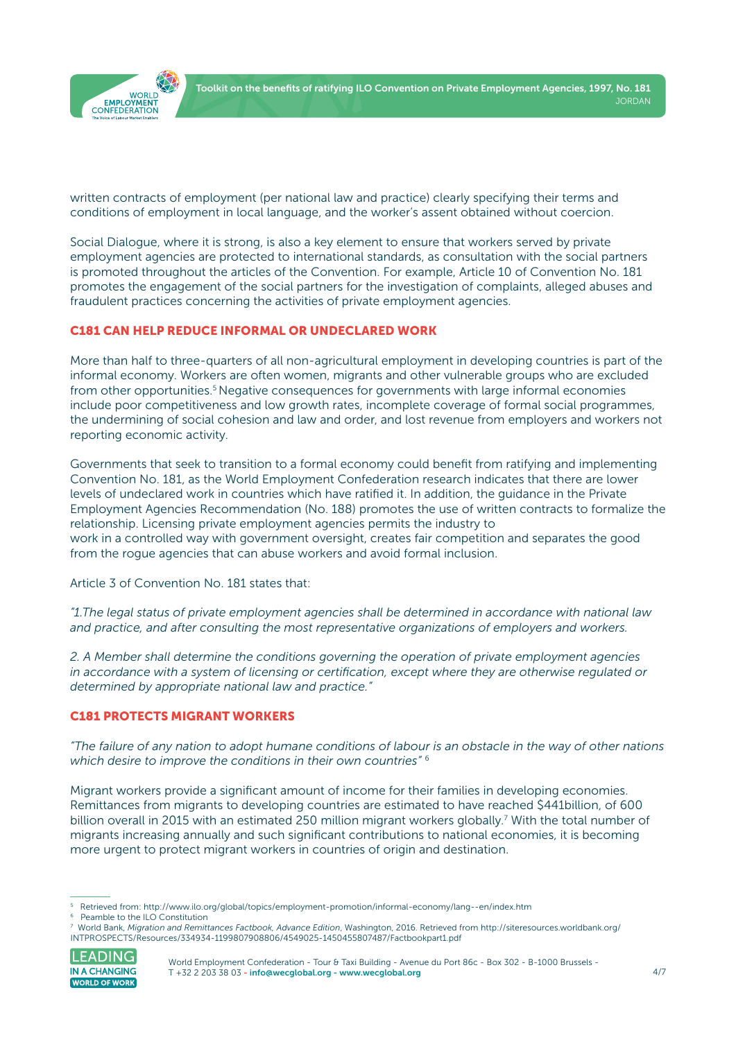written contracts of employment (per national law and practice) clearly specifying their terms and conditions of employment in local language, and the worker's assent obtained without coercion.

Social Dialogue, where it is strong, is also a key element to ensure that workers served by private employment agencies are protected to international standards, as consultation with the social partners is promoted throughout the articles of the Convention. For example, Article 10 of Convention No. 181 promotes the engagement of the social partners for the investigation of complaints, alleged abuses and fraudulent practices concerning the activities of private employment agencies.

## C181 CAN HELP REDUCE INFORMAL OR UNDECLARED WORK

More than half to three-quarters of all non-agricultural employment in developing countries is part of the informal economy. Workers are often women, migrants and other vulnerable groups who are excluded from other opportunities.[5] Negative consequences for governments with large informal economies include poor competitiveness and low growth rates, incomplete coverage of formal social programmes, the undermining of social cohesion and law and order, and lost revenue from employers and workers not reporting economic activity.

Governments that seek to transition to a formal economy could benefit from ratifying and implementing Convention No. 181, as the World Employment Confederation research indicates that there are lower levels of undeclared work in countries which have ratified it. In addition, the guidance in the Private Employment Agencies Recommendation (No. 188) promotes the use of written contracts to formalize the relationship. Licensing private employment agencies permits the industry to work in a controlled way with government oversight, creates fair competition and separates the good from the rogue agencies that can abuse workers and avoid formal inclusion.

Article 3 of Convention No. 181 states that:

*"1.The legal status of private employment agencies shall be determined in accordance with national law and practice, and after consulting the most representative organizations of employers and workers.*

*2. A Member shall determine the conditions governing the operation of private employment agencies in accordance with a system of licensing or certification, except where they are otherwise regulated or determined by appropriate national law and practice."*

## C181 PROTECTS MIGRANT WORKERS

*"The failure of any nation to adopt humane conditions of labour is an obstacle in the way of other nations which desire to improve the conditions in their own countries"* [6]

Migrant workers provide a significant amount of income for their families in developing economies. Remittances from migrants to developing countries are estimated to have reached $441billion, of 600 billion overall in 2015 with an estimated 250 million migrant workers globally.[7] With the total number of migrants increasing annually and such significant contributions to national economies, it is becoming more urgent to protect migrant workers in countries of origin and destination.

---

[5] Retrieved from: http://www.ilo.org/global/topics/employment-promotion/informal-economy/lang--en/index.htm

[6] Peamble to the ILO Constitution

[7] World Bank, *Migration and Remittances Factbook, Advance Edition*, Washington, 2016. Retrieved from http://siteresources.worldbank.org/INTPROSPECTS/Resources/334934-1199807908806/4549025-1450455807487/Factbookpart1.pdf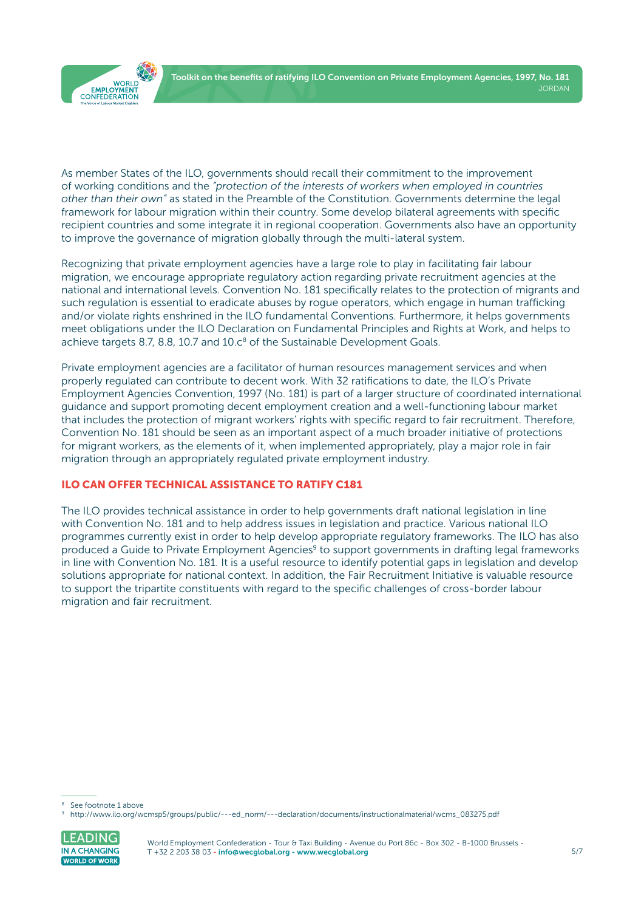As member States of the ILO, governments should recall their commitment to the improvement of working conditions and the *"protection of the interests of workers when employed in countries other than their own"* as stated in the Preamble of the Constitution. Governments determine the legal framework for labour migration within their country. Some develop bilateral agreements with specific recipient countries and some integrate it in regional cooperation. Governments also have an opportunity to improve the governance of migration globally through the multi-lateral system.

Recognizing that private employment agencies have a large role to play in facilitating fair labour migration, we encourage appropriate regulatory action regarding private recruitment agencies at the national and international levels. Convention No. 181 specifically relates to the protection of migrants and such regulation is essential to eradicate abuses by rogue operators, which engage in human trafficking and/or violate rights enshrined in the ILO fundamental Conventions. Furthermore, it helps governments meet obligations under the ILO Declaration on Fundamental Principles and Rights at Work, and helps to achieve targets 8.7, 8.8, 10.7 and 10.c[8] of the Sustainable Development Goals.

Private employment agencies are a facilitator of human resources management services and when properly regulated can contribute to decent work. With 32 ratifications to date, the ILO's Private Employment Agencies Convention, 1997 (No. 181) is part of a larger structure of coordinated international guidance and support promoting decent employment creation and a well-functioning labour market that includes the protection of migrant workers' rights with specific regard to fair recruitment. Therefore, Convention No. 181 should be seen as an important aspect of a much broader initiative of protections for migrant workers, as the elements of it, when implemented appropriately, play a major role in fair migration through an appropriately regulated private employment industry.

## ILO CAN OFFER TECHNICAL ASSISTANCE TO RATIFY C181

The ILO provides technical assistance in order to help governments draft national legislation in line with Convention No. 181 and to help address issues in legislation and practice. Various national ILO programmes currently exist in order to help develop appropriate regulatory frameworks. The ILO has also produced a Guide to Private Employment Agencies[9] to support governments in drafting legal frameworks in line with Convention No. 181. It is a useful resource to identify potential gaps in legislation and develop solutions appropriate for national context. In addition, the Fair Recruitment Initiative is valuable resource to support the tripartite constituents with regard to the specific challenges of cross-border labour migration and fair recruitment.

---

[8] See footnote 1 above

[9] http://www.ilo.org/wcmsp5/groups/public/---ed_norm/---declaration/documents/instructionalmaterial/wcms_083275.pdf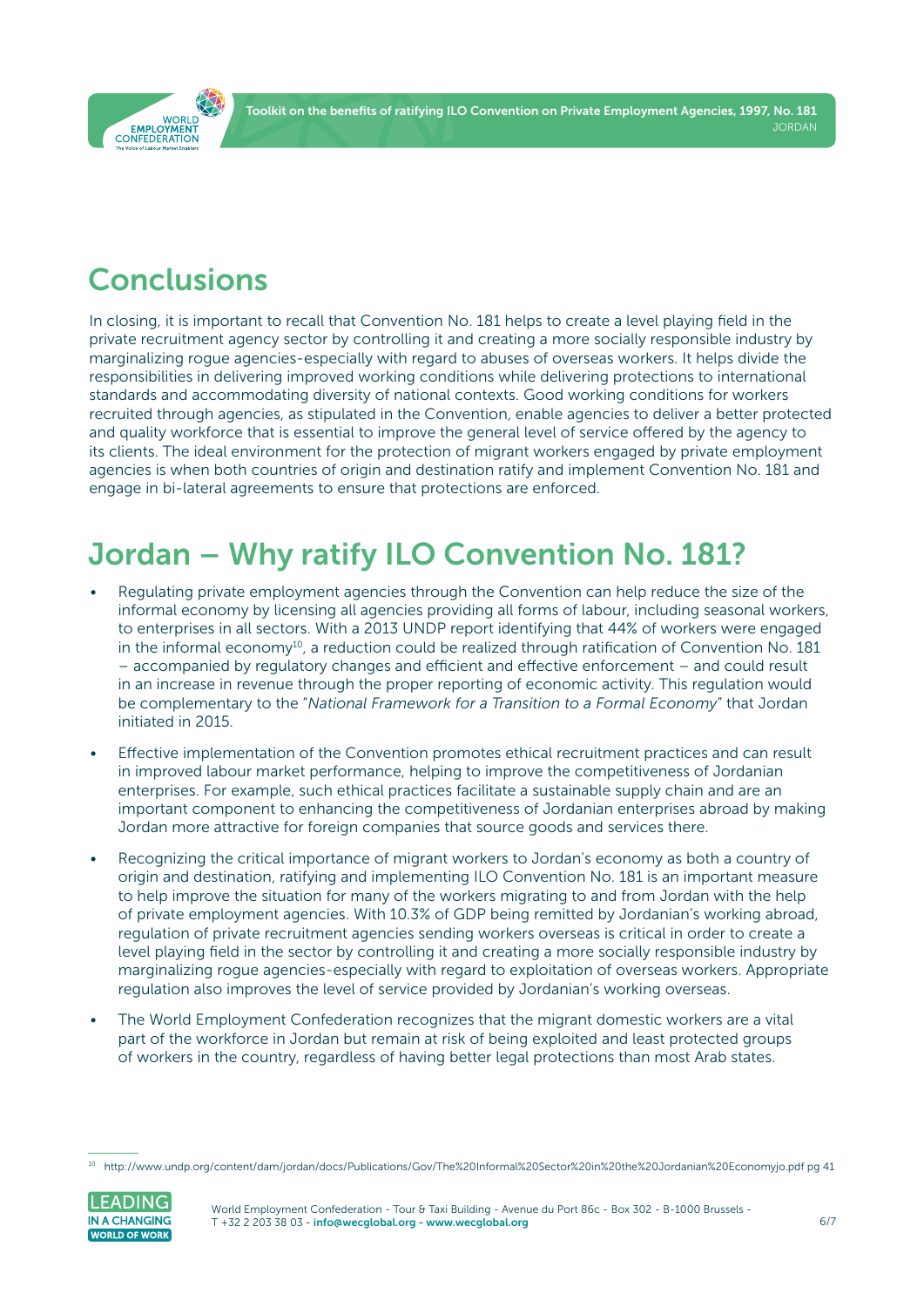## Conclusions

In closing, it is important to recall that Convention No. 181 helps to create a level playing field in the private recruitment agency sector by controlling it and creating a more socially responsible industry by marginalizing rogue agencies-especially with regard to abuses of overseas workers. It helps divide the responsibilities in delivering improved working conditions while delivering protections to international standards and accommodating diversity of national contexts. Good working conditions for workers recruited through agencies, as stipulated in the Convention, enable agencies to deliver a better protected and quality workforce that is essential to improve the general level of service offered by the agency to its clients. The ideal environment for the protection of migrant workers engaged by private employment agencies is when both countries of origin and destination ratify and implement Convention No. 181 and engage in bi-lateral agreements to ensure that protections are enforced.

## Jordan – Why ratify ILO Convention No. 181?

- Regulating private employment agencies through the Convention can help reduce the size of the informal economy by licensing all agencies providing all forms of labour, including seasonal workers, to enterprises in all sectors. With a 2013 UNDP report identifying that 44% of workers were engaged in the informal economy[10], a reduction could be realized through ratification of Convention No. 181 – accompanied by regulatory changes and efficient and effective enforcement – and could result in an increase in revenue through the proper reporting of economic activity. This regulation would be complementary to the "*National Framework for a Transition to a Formal Economy*" that Jordan initiated in 2015.
- Effective implementation of the Convention promotes ethical recruitment practices and can result in improved labour market performance, helping to improve the competitiveness of Jordanian enterprises. For example, such ethical practices facilitate a sustainable supply chain and are an important component to enhancing the competitiveness of Jordanian enterprises abroad by making Jordan more attractive for foreign companies that source goods and services there.
- Recognizing the critical importance of migrant workers to Jordan's economy as both a country of origin and destination, ratifying and implementing ILO Convention No. 181 is an important measure to help improve the situation for many of the workers migrating to and from Jordan with the help of private employment agencies. With 10.3% of GDP being remitted by Jordanian's working abroad, regulation of private recruitment agencies sending workers overseas is critical in order to create a level playing field in the sector by controlling it and creating a more socially responsible industry by marginalizing rogue agencies-especially with regard to exploitation of overseas workers. Appropriate regulation also improves the level of service provided by Jordanian's working overseas.
- The World Employment Confederation recognizes that the migrant domestic workers are a vital part of the workforce in Jordan but remain at risk of being exploited and least protected groups of workers in the country, regardless of having better legal protections than most Arab states.

[10] http://www.undp.org/content/dam/jordan/docs/Publications/Gov/The%20Informal%20Sector%20in%20the%20Jordanian%20Economyjo.pdf pg 41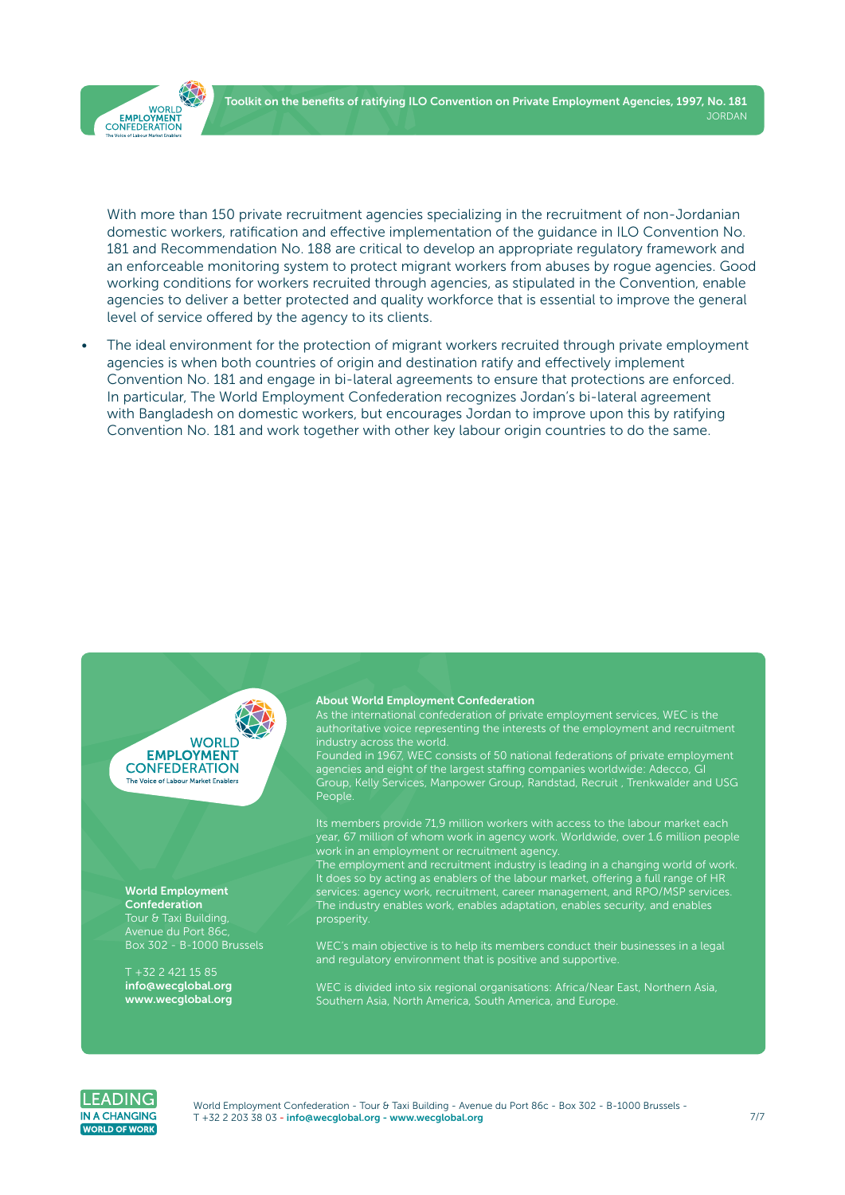With more than 150 private recruitment agencies specializing in the recruitment of non-Jordanian domestic workers, ratification and effective implementation of the guidance in ILO Convention No. 181 and Recommendation No. 188 are critical to develop an appropriate regulatory framework and an enforceable monitoring system to protect migrant workers from abuses by rogue agencies. Good working conditions for workers recruited through agencies, as stipulated in the Convention, enable agencies to deliver a better protected and quality workforce that is essential to improve the general level of service offered by the agency to its clients.

- The ideal environment for the protection of migrant workers recruited through private employment agencies is when both countries of origin and destination ratify and effectively implement Convention No. 181 and engage in bi-lateral agreements to ensure that protections are enforced. In particular, The World Employment Confederation recognizes Jordan's bi-lateral agreement with Bangladesh on domestic workers, but encourages Jordan to improve upon this by ratifying Convention No. 181 and work together with other key labour origin countries to do the same.

WORLD EMPLOYMENT CONFEDERATION
The Voice of Labour Market Enablers

**About World Employment Confederation**

As the international confederation of private employment services, WEC is the authoritative voice representing the interests of the employment and recruitment industry across the world.

Founded in 1967, WEC consists of 50 national federations of private employment agencies and eight of the largest staffing companies worldwide: Adecco, GI Group, Kelly Services, Manpower Group, Randstad, Recruit , Trenkwalder and USG People.

Its members provide 71,9 million workers with access to the labour market each year, 67 million of whom work in agency work. Worldwide, over 1.6 million people work in an employment or recruitment agency.

The employment and recruitment industry is leading in a changing world of work. It does so by acting as enablers of the labour market, offering a full range of HR services: agency work, recruitment, career management, and RPO/MSP services. The industry enables work, enables adaptation, enables security, and enables prosperity.

WEC's main objective is to help its members conduct their businesses in a legal and regulatory environment that is positive and supportive.

WEC is divided into six regional organisations: Africa/Near East, Northern Asia, Southern Asia, North America, South America, and Europe.

**World Employment Confederation**
Tour & Taxi Building,
Avenue du Port 86c,
Box 302 - B-1000 Brussels

T +32 2 421 15 85
**info@wecglobal.org**
**www.wecglobal.org**

LEADING IN A CHANGING WORLD OF WORK